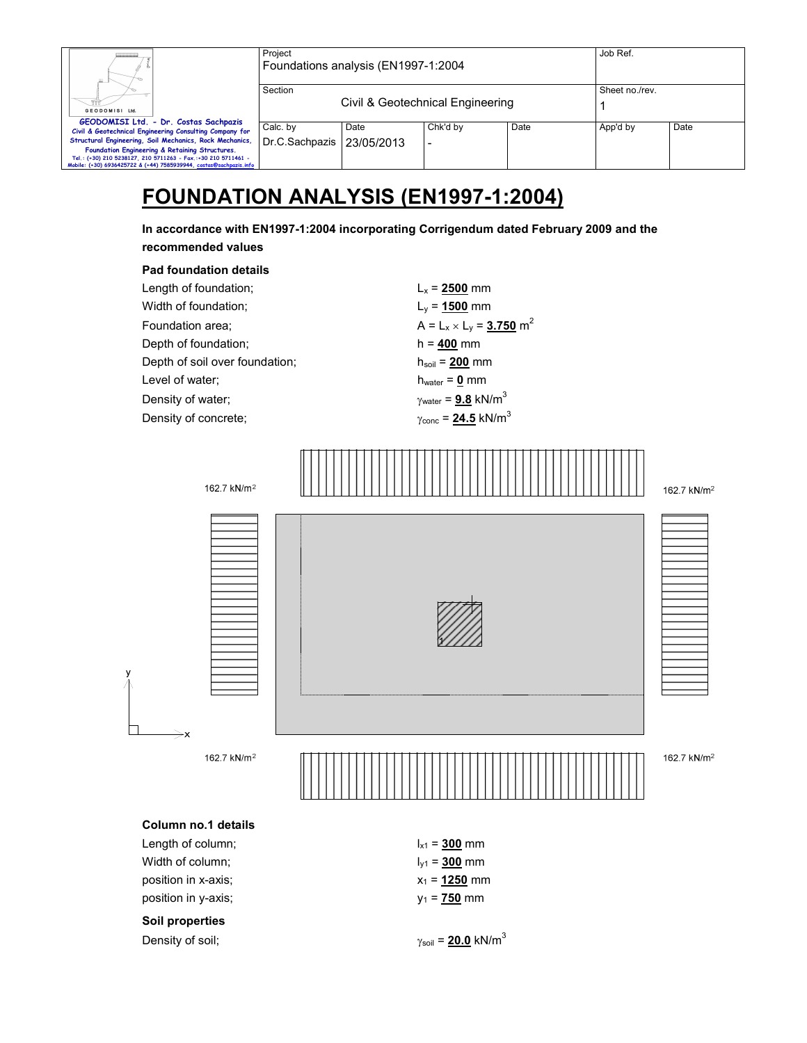# FOUNDATION ANALYSIS (EN1997-1:2004)

**In accordance with EN1997-1:2004 incorporating Corrigendum dated February 2009 and the recommended values**

**Pad foundation details**

Length of foundation; $L_x$ = **2500** mm

Width of foundation; $L_y$ = **1500** mm

Foundation area; $A = L_x \times L_y$ = **3.750** $m^2$

Depth of foundation; $h$ = **400** mm

Depth of soil over foundation; $h_{soil}$ = **200** mm

Level of water; $h_{water}$ = **0** mm

Density of water; $\gamma_{water}$ = **9.8** $kN/m^3$

Density of concrete; $\gamma_{conc}$ = **24.5** $kN/m^3$

162.7 kN/m²

162.7 kN/m²

162.7 kN/m²

162.7 kN/m²

**Column no.1 details**

Length of column; $l_{x1}$ = **300** mm

Width of column; $l_{y1}$ = **300** mm

position in x-axis; $x_1$ = **1250** mm

position in y-axis; $y_1$ = **750** mm

**Soil properties**

Density of soil; $\gamma_{soil}$ = **20.0** $kN/m^3$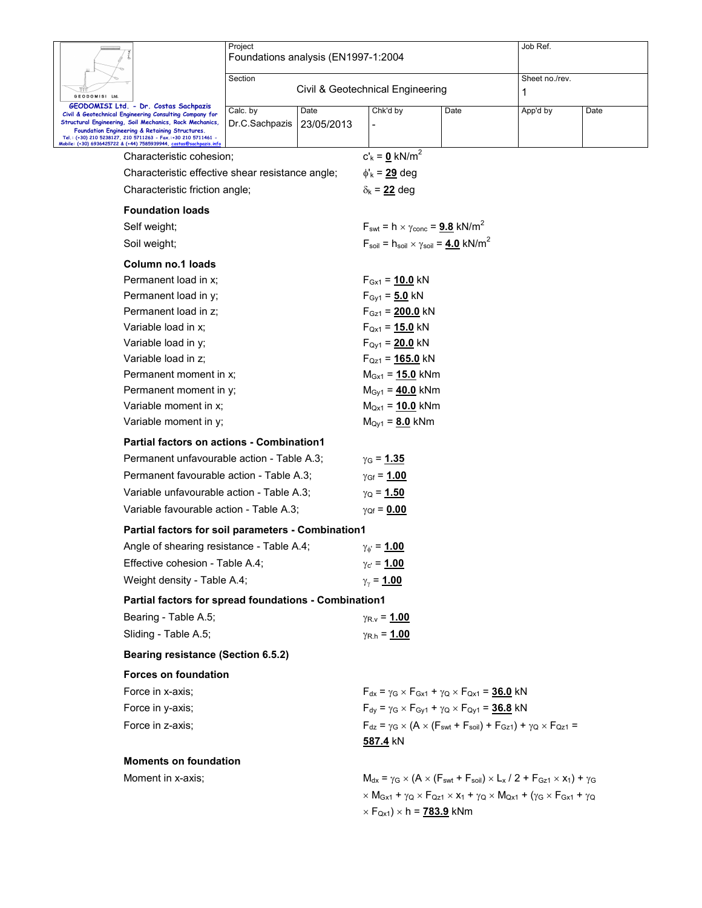Characteristic cohesion; $c'_k$ = **0** $kN/m^2$

Characteristic effective shear resistance angle; $\phi'_k$ = **29** deg

Characteristic friction angle; $\delta_k$ = **22** deg

**Foundation loads**

Self weight; $F_{swt} = h \times \gamma_{conc}$ = **9.8** $kN/m^2$

Soil weight; $F_{soil} = h_{soil} \times \gamma_{soil}$ = **4.0** $kN/m^2$

**Column no.1 loads**

Permanent load in x; $F_{Gx1}$ = **10.0** kN

Permanent load in y; $F_{Gy1}$ = **5.0** kN

Permanent load in z; $F_{Gz1}$ = **200.0** kN

Variable load in x; $F_{Qx1}$ = **15.0** kN

Variable load in y; $F_{Qy1}$ = **20.0** kN

Variable load in z; $F_{Qz1}$ = **165.0** kN

Permanent moment in x; $M_{Gx1}$ = **15.0** kNm

Permanent moment in y; $M_{Gy1}$ = **40.0** kNm

Variable moment in x; $M_{Qx1}$ = **10.0** kNm

Variable moment in y; $M_{Qy1}$ = **8.0** kNm

**Partial factors on actions - Combination1**

Permanent unfavourable action - Table A.3; $\gamma_G$ = **1.35**

Permanent favourable action - Table A.3; $\gamma_{Gf}$ = **1.00**

Variable unfavourable action - Table A.3; $\gamma_Q$ = **1.50**

Variable favourable action - Table A.3; $\gamma_{Qf}$ = **0.00**

**Partial factors for soil parameters - Combination1**

Angle of shearing resistance - Table A.4; $\gamma_{\phi'}$ = **1.00**

Effective cohesion - Table A.4; $\gamma_{c'}$ = **1.00**

Weight density - Table A.4; $\gamma_{\gamma}$ = **1.00**

**Partial factors for spread foundations - Combination1**

Bearing - Table A.5; $\gamma_{R.v}$ = **1.00**

Sliding - Table A.5; $\gamma_{R.h}$ = **1.00**

**Bearing resistance (Section 6.5.2)**

**Forces on foundation**

Force in x-axis; $F_{dx} = \gamma_G \times F_{Gx1} + \gamma_Q \times F_{Qx1}$ = **36.0** kN

Force in y-axis; $F_{dy} = \gamma_G \times F_{Gy1} + \gamma_Q \times F_{Qy1}$ = **36.8** kN

Force in z-axis; $F_{dz} = \gamma_G \times (A \times (F_{swt} + F_{soil}) + F_{Gz1}) + \gamma_Q \times F_{Qz1}$ = **587.4** kN

**Moments on foundation**

Moment in x-axis; $M_{dx} = \gamma_G \times (A \times (F_{swt} + F_{soil}) \times L_x / 2 + F_{Gz1} \times x_1) + \gamma_G \times M_{Gx1} + \gamma_Q \times F_{Qz1} \times x_1 + \gamma_Q \times M_{Qx1} + (\gamma_G \times F_{Gx1} + \gamma_Q \times F_{Qx1}) \times h$ = **783.9** kNm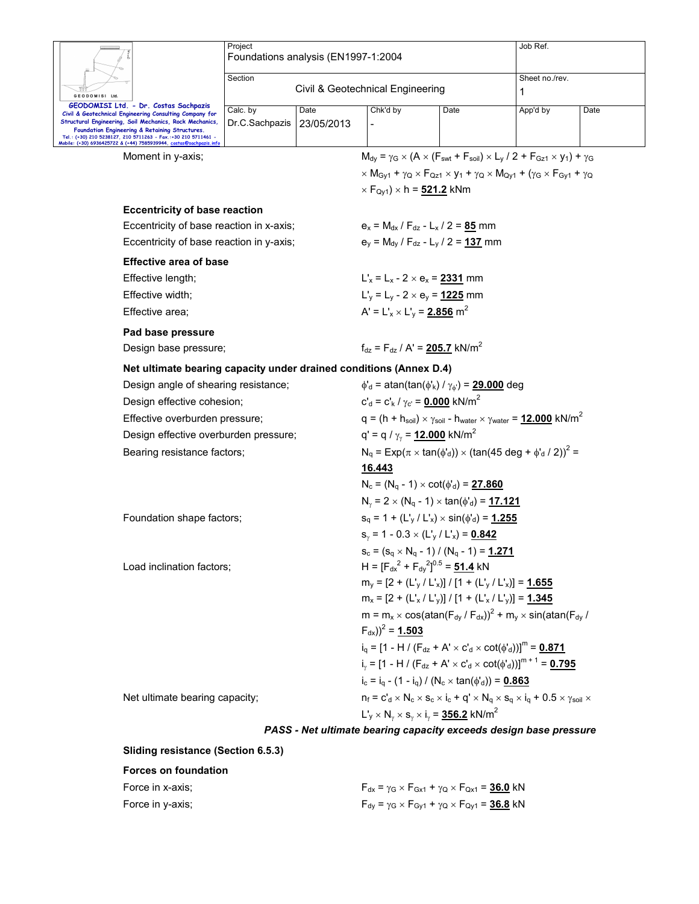Moment in y-axis; $M_{dy} = \gamma_G \times (A \times (F_{swt} + F_{soil}) \times L_y / 2 + F_{Gz1} \times y_1) + \gamma_G \times M_{Gy1} + \gamma_Q \times F_{Qz1} \times y_1 + \gamma_Q \times M_{Qy1} + (\gamma_G \times F_{Gy1} + \gamma_Q \times F_{Qy1}) \times h$ = **521.2** kNm

**Eccentricity of base reaction**

Eccentricity of base reaction in x-axis; $e_x = M_{dx} / F_{dz} - L_x / 2$ = **85** mm

Eccentricity of base reaction in y-axis; $e_y = M_{dy} / F_{dz} - L_y / 2$ = **137** mm

**Effective area of base**

Effective length; $L'_x = L_x - 2 \times e_x$ = **2331** mm

Effective width; $L'_y = L_y - 2 \times e_y$ = **1225** mm

Effective area; $A' = L'_x \times L'_y$ = **2.856** $m^2$

**Pad base pressure**

Design base pressure; $f_{dz} = F_{dz} / A'$ = **205.7** $kN/m^2$

**Net ultimate bearing capacity under drained conditions (Annex D.4)**

Design angle of shearing resistance; $\phi'_d = \text{atan}(\tan(\phi'_k) / \gamma_{\phi'})$ = **29.000** deg

Design effective cohesion; $c'_d = c'_k / \gamma_{c'}$ = **0.000** $kN/m^2$

Effective overburden pressure; $q = (h + h_{soil}) \times \gamma_{soil} - h_{water} \times \gamma_{water}$ = **12.000** $kN/m^2$

Design effective overburden pressure; $q' = q / \gamma_\gamma$ = **12.000** $kN/m^2$

Bearing resistance factors; $N_q = \text{Exp}(\pi \times \tan(\phi'_d)) \times (\tan(45 \text{ deg} + \phi'_d / 2))^2$ = **16.443**

$N_c = (N_q - 1) \times \cot(\phi'_d)$ = **27.860**

$N_\gamma = 2 \times (N_q - 1) \times \tan(\phi'_d)$ = **17.121**

Foundation shape factors; $s_q = 1 + (L'_y / L'_x) \times \sin(\phi'_d)$ = **1.255**

$s_\gamma = 1 - 0.3 \times (L'_y / L'_x)$ = **0.842**

$s_c = (s_q \times N_q - 1) / (N_q - 1)$ = **1.271**

Load inclination factors; $H = [F_{dx}^2 + F_{dy}^2]^{0.5}$ = **51.4** kN

$m_y = [2 + (L'_y / L'_x)] / [1 + (L'_y / L'_x)]$ = **1.655**

$m_x = [2 + (L'_x / L'_y)] / [1 + (L'_x / L'_y)]$ = **1.345**

$m = m_x \times \cos(\text{atan}(F_{dy} / F_{dx}))^2 + m_y \times \sin(\text{atan}(F_{dy} / F_{dx}))^2$ = **1.503**

$i_q = [1 - H / (F_{dz} + A' \times c'_d \times \cot(\phi'_d))]^m$ = **0.871**

$i_\gamma = [1 - H / (F_{dz} + A' \times c'_d \times \cot(\phi'_d))]^{m+1}$ = **0.795**

$i_c = i_q - (1 - i_q) / (N_c \times \tan(\phi'_d))$ = **0.863**

Net ultimate bearing capacity; $n_f = c'_d \times N_c \times s_c \times i_c + q' \times N_q \times s_q \times i_q + 0.5 \times \gamma_{soil} \times L'_y \times N_\gamma \times s_\gamma \times i_\gamma$ = **356.2** $kN/m^2$

***PASS - Net ultimate bearing capacity exceeds design base pressure***

**Sliding resistance (Section 6.5.3)**

**Forces on foundation**

Force in x-axis; $F_{dx} = \gamma_G \times F_{Gx1} + \gamma_Q \times F_{Qx1}$ = **36.0** kN

Force in y-axis; $F_{dy} = \gamma_G \times F_{Gy1} + \gamma_Q \times F_{Qy1}$ = **36.8** kN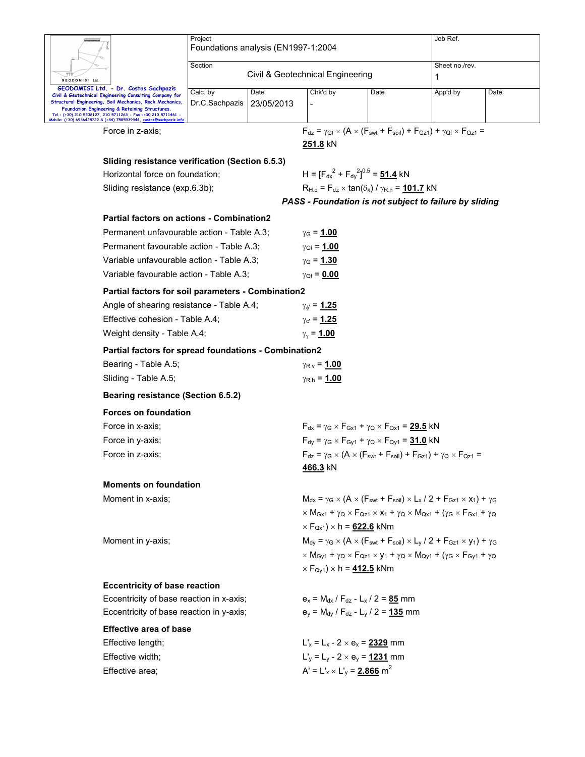Force in z-axis; $F_{dz} = \gamma_{Gf} \times (A \times (F_{swt} + F_{soil}) + F_{Gz1}) + \gamma_{Qf} \times F_{Qz1} =$ **251.8** kN

### Sliding resistance verification (Section 6.5.3)

Horizontal force on foundation; $H = [F_{dx}^2 + F_{dy}^2]^{0.5} =$ **51.4** kN

Sliding resistance (exp.6.3b); $R_{H.d} = F_{dz} \times \tan(\delta_k) / \gamma_{R.h} =$ **101.7** kN

***PASS - Foundation is not subject to failure by sliding***

### Partial factors on actions - Combination2

Permanent unfavourable action - Table A.3; $\gamma_G =$ **1.00**

Permanent favourable action - Table A.3; $\gamma_{Gf} =$ **1.00**

Variable unfavourable action - Table A.3; $\gamma_Q =$ **1.30**

Variable favourable action - Table A.3; $\gamma_{Qf} =$ **0.00**

### Partial factors for soil parameters - Combination2

Angle of shearing resistance - Table A.4; $\gamma_{\phi'} =$ **1.25**

Effective cohesion - Table A.4; $\gamma_{c'} =$ **1.25**

Weight density - Table A.4; $\gamma_\gamma =$ **1.00**

### Partial factors for spread foundations - Combination2

Bearing - Table A.5; $\gamma_{R.v} =$ **1.00**

Sliding - Table A.5; $\gamma_{R.h} =$ **1.00**

### Bearing resistance (Section 6.5.2)

### Forces on foundation

Force in x-axis; $F_{dx} = \gamma_G \times F_{Gx1} + \gamma_Q \times F_{Qx1} =$ **29.5** kN

Force in y-axis; $F_{dy} = \gamma_G \times F_{Gy1} + \gamma_Q \times F_{Qy1} =$ **31.0** kN

Force in z-axis; $F_{dz} = \gamma_G \times (A \times (F_{swt} + F_{soil}) + F_{Gz1}) + \gamma_Q \times F_{Qz1} =$ **466.3** kN

### Moments on foundation

Moment in x-axis; $M_{dx} = \gamma_G \times (A \times (F_{swt} + F_{soil}) \times L_x / 2 + F_{Gz1} \times x_1) + \gamma_G \times M_{Gx1} + \gamma_Q \times F_{Qz1} \times x_1 + \gamma_Q \times M_{Qx1} + (\gamma_G \times F_{Gx1} + \gamma_Q \times F_{Qx1}) \times h =$ **622.6** kNm

Moment in y-axis; $M_{dy} = \gamma_G \times (A \times (F_{swt} + F_{soil}) \times L_y / 2 + F_{Gz1} \times y_1) + \gamma_G \times M_{Gy1} + \gamma_Q \times F_{Qz1} \times y_1 + \gamma_Q \times M_{Qy1} + (\gamma_G \times F_{Gy1} + \gamma_Q \times F_{Qy1}) \times h =$ **412.5** kNm

### Eccentricity of base reaction

Eccentricity of base reaction in x-axis; $e_x = M_{dx} / F_{dz} - L_x / 2 =$ **85** mm

Eccentricity of base reaction in y-axis; $e_y = M_{dy} / F_{dz} - L_y / 2 =$ **135** mm

### Effective area of base

Effective length; $L'_x = L_x - 2 \times e_x =$ **2329** mm

Effective width; $L'_y = L_y - 2 \times e_y =$ **1231** mm

Effective area; $A' = L'_x \times L'_y =$ **2.866** $m^2$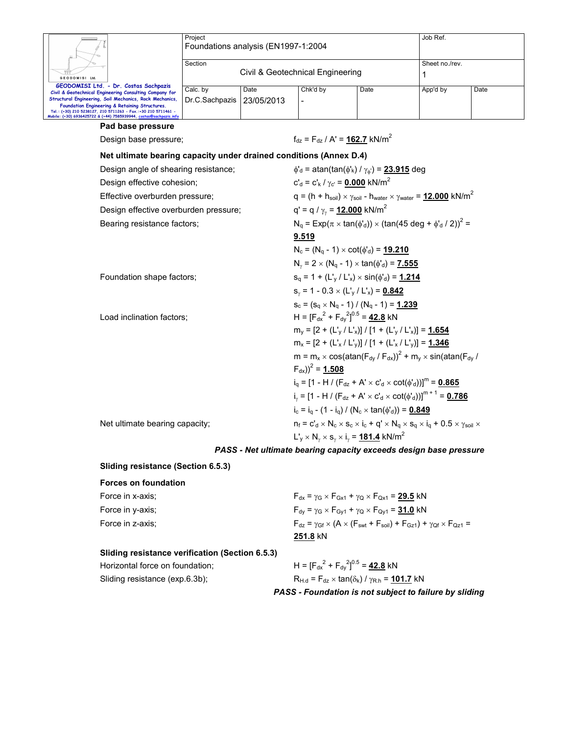### Pad base pressure

Design base pressure; $f_{dz} = F_{dz} / A' = \underline{\mathbf{162.7}}$ kN/m$^2$

### Net ultimate bearing capacity under drained conditions (Annex D.4)

Design angle of shearing resistance; $\phi'_d = \text{atan}(\tan(\phi'_k) / \gamma_{\phi'}) = \underline{\mathbf{23.915}}$ deg

Design effective cohesion; $c'_d = c'_k / \gamma_{c'} = \underline{\mathbf{0.000}}$ kN/m$^2$

Effective overburden pressure; $q = (h + h_{soil}) \times \gamma_{soil} - h_{water} \times \gamma_{water} = \underline{\mathbf{12.000}}$ kN/m$^2$

Design effective overburden pressure; $q' = q / \gamma_\gamma = \underline{\mathbf{12.000}}$ kN/m$^2$

Bearing resistance factors; $N_q = \text{Exp}(\pi \times \tan(\phi'_d)) \times (\tan(45 \text{ deg} + \phi'_d / 2))^2 = \underline{\mathbf{9.519}}$

$N_c = (N_q - 1) \times \cot(\phi'_d) = \underline{\mathbf{19.210}}$

$N_\gamma = 2 \times (N_q - 1) \times \tan(\phi'_d) = \underline{\mathbf{7.555}}$

Foundation shape factors; $s_q = 1 + (L'_y / L'_x) \times \sin(\phi'_d) = \underline{\mathbf{1.214}}$

$s_\gamma = 1 - 0.3 \times (L'_y / L'_x) = \underline{\mathbf{0.842}}$

$s_c = (s_q \times N_q - 1) / (N_q - 1) = \underline{\mathbf{1.239}}$

Load inclination factors; $H = [F_{dx}^2 + F_{dy}^2]^{0.5} = \underline{\mathbf{42.8}}$ kN

$m_y = [2 + (L'_y / L'_x)] / [1 + (L'_y / L'_x)] = \underline{\mathbf{1.654}}$

$m_x = [2 + (L'_x / L'_y)] / [1 + (L'_x / L'_y)] = \underline{\mathbf{1.346}}$

$m = m_x \times \cos(\text{atan}(F_{dy} / F_{dx}))^2 + m_y \times \sin(\text{atan}(F_{dy} / F_{dx}))^2 = \underline{\mathbf{1.508}}$

$i_q = [1 - H / (F_{dz} + A' \times c'_d \times \cot(\phi'_d))]^m = \underline{\mathbf{0.865}}$

$i_\gamma = [1 - H / (F_{dz} + A' \times c'_d \times \cot(\phi'_d))]^{m+1} = \underline{\mathbf{0.786}}$

$i_c = i_q - (1 - i_q) / (N_c \times \tan(\phi'_d)) = \underline{\mathbf{0.849}}$

Net ultimate bearing capacity; $n_f = c'_d \times N_c \times s_c \times i_c + q' \times N_q \times s_q \times i_q + 0.5 \times \gamma_{soil} \times L'_y \times N_\gamma \times s_\gamma \times i_\gamma = \underline{\mathbf{181.4}}$ kN/m$^2$

***PASS - Net ultimate bearing capacity exceeds design base pressure***

### Sliding resistance (Section 6.5.3)

#### Forces on foundation

Force in x-axis; $F_{dx} = \gamma_G \times F_{Gx1} + \gamma_Q \times F_{Qx1} = \underline{\mathbf{29.5}}$ kN

Force in y-axis; $F_{dy} = \gamma_G \times F_{Gy1} + \gamma_Q \times F_{Qy1} = \underline{\mathbf{31.0}}$ kN

Force in z-axis; $F_{dz} = \gamma_{Gf} \times (A \times (F_{swt} + F_{soil}) + F_{Gz1}) + \gamma_{Qf} \times F_{Qz1} = \underline{\mathbf{251.8}}$ kN

#### Sliding resistance verification (Section 6.5.3)

Horizontal force on foundation; $H = [F_{dx}^2 + F_{dy}^2]^{0.5} = \underline{\mathbf{42.8}}$ kN

Sliding resistance (exp.6.3b); $R_{H.d} = F_{dz} \times \tan(\delta_k) / \gamma_{R.h} = \underline{\mathbf{101.7}}$ kN

***PASS - Foundation is not subject to failure by sliding***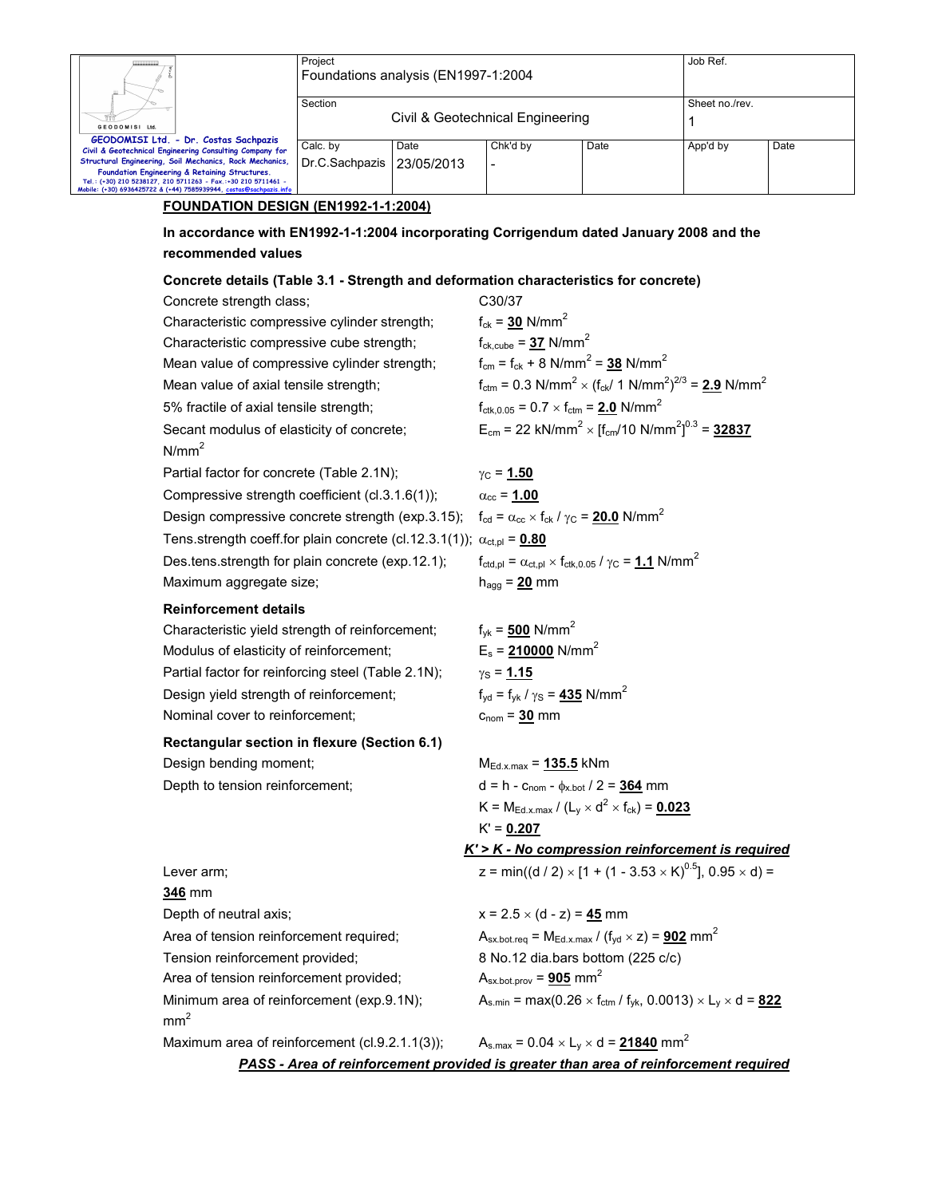## FOUNDATION DESIGN (EN1992-1-1:2004)

**In accordance with EN1992-1-1:2004 incorporating Corrigendum dated January 2008 and the recommended values**

### Concrete details (Table 3.1 - Strength and deformation characteristics for concrete)

Concrete strength class; C30/37

Characteristic compressive cylinder strength; $f_{ck}$ = **30** N/mm$^2$

Characteristic compressive cube strength; $f_{ck,cube}$ = **37** N/mm$^2$

Mean value of compressive cylinder strength; $f_{cm} = f_{ck} + 8$ N/mm$^2$ = **38** N/mm$^2$

Mean value of axial tensile strength; $f_{ctm} = 0.3$ N/mm$^2 \times (f_{ck}/ 1$ N/mm$^2)^{2/3}$ = **2.9** N/mm$^2$

5% fractile of axial tensile strength; $f_{ctk,0.05} = 0.7 \times f_{ctm}$ = **2.0** N/mm$^2$

Secant modulus of elasticity of concrete; $E_{cm} = 22$ kN/mm$^2 \times [f_{cm}/10$ N/mm$^2]^{0.3}$ = **32837** N/mm$^2$

Partial factor for concrete (Table 2.1N); $\gamma_C$ = **1.50**

Compressive strength coefficient (cl.3.1.6(1)); $\alpha_{cc}$ = **1.00**

Design compressive concrete strength (exp.3.15); $f_{cd} = \alpha_{cc} \times f_{ck} / \gamma_C$ = **20.0** N/mm$^2$

Tens.strength coeff.for plain concrete (cl.12.3.1(1)); $\alpha_{ct,pl}$ = **0.80**

Des.tens.strength for plain concrete (exp.12.1); $f_{ctd,pl} = \alpha_{ct,pl} \times f_{ctk,0.05} / \gamma_C$ = **1.1** N/mm$^2$

Maximum aggregate size; $h_{agg}$ = **20** mm

### Reinforcement details

Characteristic yield strength of reinforcement; $f_{yk}$ = **500** N/mm$^2$

Modulus of elasticity of reinforcement; $E_s$ = **210000** N/mm$^2$

Partial factor for reinforcing steel (Table 2.1N); $\gamma_S$ = **1.15**

Design yield strength of reinforcement; $f_{yd} = f_{yk} / \gamma_S$ = **435** N/mm$^2$

Nominal cover to reinforcement; $c_{nom}$ = **30** mm

### Rectangular section in flexure (Section 6.1)

Design bending moment; $M_{Ed.x.max}$ = **135.5** kNm

Depth to tension reinforcement; $d = h - c_{nom} - \phi_{x.bot} / 2$ = **364** mm

$K = M_{Ed.x.max} / (L_y \times d^2 \times f_{ck})$ = **0.023**

$K'$ = **0.207**

***K' > K - No compression reinforcement is required***

Lever arm; $z = \min((d / 2) \times [1 + (1 - 3.53 \times K)^{0.5}], 0.95 \times d)$ = **346** mm

Depth of neutral axis; $x = 2.5 \times (d - z)$ = **45** mm

Area of tension reinforcement required; $A_{sx.bot.req} = M_{Ed.x.max} / (f_{yd} \times z)$ = **902** mm$^2$

Tension reinforcement provided; 8 No.12 dia.bars bottom (225 c/c)

Area of tension reinforcement provided; $A_{sx.bot.prov}$ = **905** mm$^2$

Minimum area of reinforcement (exp.9.1N); $A_{s.min} = \max(0.26 \times f_{ctm} / f_{yk}, 0.0013) \times L_y \times d$ = **822** mm$^2$

Maximum area of reinforcement (cl.9.2.1.1(3)); $A_{s.max} = 0.04 \times L_y \times d$ = **21840** mm$^2$

***PASS - Area of reinforcement provided is greater than area of reinforcement required***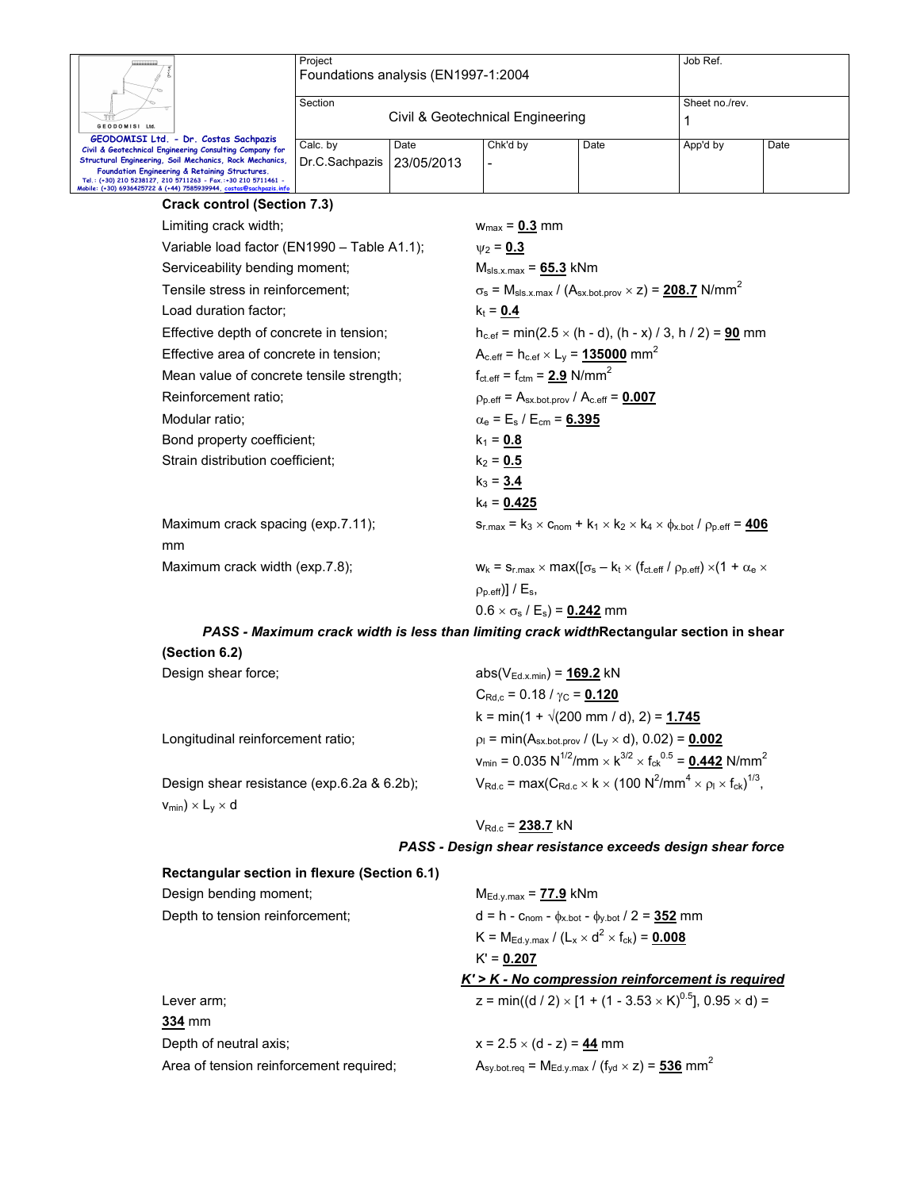### Crack control (Section 7.3)

| | |
|---|---|
| Limiting crack width; | $w_{max}$ = **0.3** mm |
| Variable load factor (EN1990 – Table A1.1); | $\psi_2$ = **0.3** |
| Serviceability bending moment; | $M_{sls.x.max}$ = **65.3** kNm |
| Tensile stress in reinforcement; | $\sigma_s = M_{sls.x.max} / (A_{sx.bot.prov} \times z)$ = **208.7** N/mm$^2$ |
| Load duration factor; | $k_t$ = **0.4** |
| Effective depth of concrete in tension; | $h_{c.ef} = \min(2.5 \times (h - d), (h - x) / 3, h / 2)$ = **90** mm |
| Effective area of concrete in tension; | $A_{c.eff} = h_{c.ef} \times L_y$ = **135000** mm$^2$ |
| Mean value of concrete tensile strength; | $f_{ct.eff} = f_{ctm}$ = **2.9** N/mm$^2$ |
| Reinforcement ratio; | $\rho_{p.eff} = A_{sx.bot.prov} / A_{c.eff}$ = **0.007** |
| Modular ratio; | $\alpha_e = E_s / E_{cm}$ = **6.395** |
| Bond property coefficient; | $k_1$ = **0.8** |
| Strain distribution coefficient; | $k_2$ = **0.5** |
| | $k_3$ = **3.4** |
| | $k_4$ = **0.425** |
| Maximum crack spacing (exp.7.11); | $s_{r.max} = k_3 \times c_{nom} + k_1 \times k_2 \times k_4 \times \phi_{x.bot} / \rho_{p.eff}$ = **406** mm |
| Maximum crack width (exp.7.8); | $w_k = s_{r.max} \times \max([\sigma_s - k_t \times (f_{ct.eff} / \rho_{p.eff}) \times (1 + \alpha_e \times \rho_{p.eff})] / E_s, 0.6 \times \sigma_s / E_s)$ = **0.242** mm |

***PASS - Maximum crack width is less than limiting crack width***

### Rectangular section in shear (Section 6.2)

| | |
|---|---|
| Design shear force; | $\mathrm{abs}(V_{Ed.x.min})$ = **169.2** kN |
| | $C_{Rd,c} = 0.18 / \gamma_C$ = **0.120** |
| | $k = \min(1 + \sqrt{(200\text{ mm} / d)}, 2)$ = **1.745** |
| Longitudinal reinforcement ratio; | $\rho_l = \min(A_{sx.bot.prov} / (L_y \times d), 0.02)$ = **0.002** |
| | $v_{min} = 0.035\ \mathrm{N}^{1/2}/\mathrm{mm} \times k^{3/2} \times f_{ck}^{0.5}$ = **0.442** N/mm$^2$ |
| Design shear resistance (exp.6.2a & 6.2b); | $V_{Rd.c} = \max(C_{Rd.c} \times k \times (100\ \mathrm{N}^2/\mathrm{mm}^4 \times \rho_l \times f_{ck})^{1/3}, v_{min}) \times L_y \times d$ |
| | $V_{Rd.c}$ = **238.7** kN |

***PASS - Design shear resistance exceeds design shear force***

### Rectangular section in flexure (Section 6.1)

| | |
|---|---|
| Design bending moment; | $M_{Ed.y.max}$ = **77.9** kNm |
| Depth to tension reinforcement; | $d = h - c_{nom} - \phi_{x.bot} - \phi_{y.bot} / 2$ = **352** mm |
| | $K = M_{Ed.y.max} / (L_x \times d^2 \times f_{ck})$ = **0.008** |
| | $K'$ = **0.207** |

***K' > K - No compression reinforcement is required***

| | |
|---|---|
| Lever arm; | $z = \min((d / 2) \times [1 + (1 - 3.53 \times K)^{0.5}], 0.95 \times d)$ = **334** mm |
| Depth of neutral axis; | $x = 2.5 \times (d - z)$ = **44** mm |
| Area of tension reinforcement required; | $A_{sy.bot.req} = M_{Ed.y.max} / (f_{yd} \times z)$ = **536** mm$^2$ |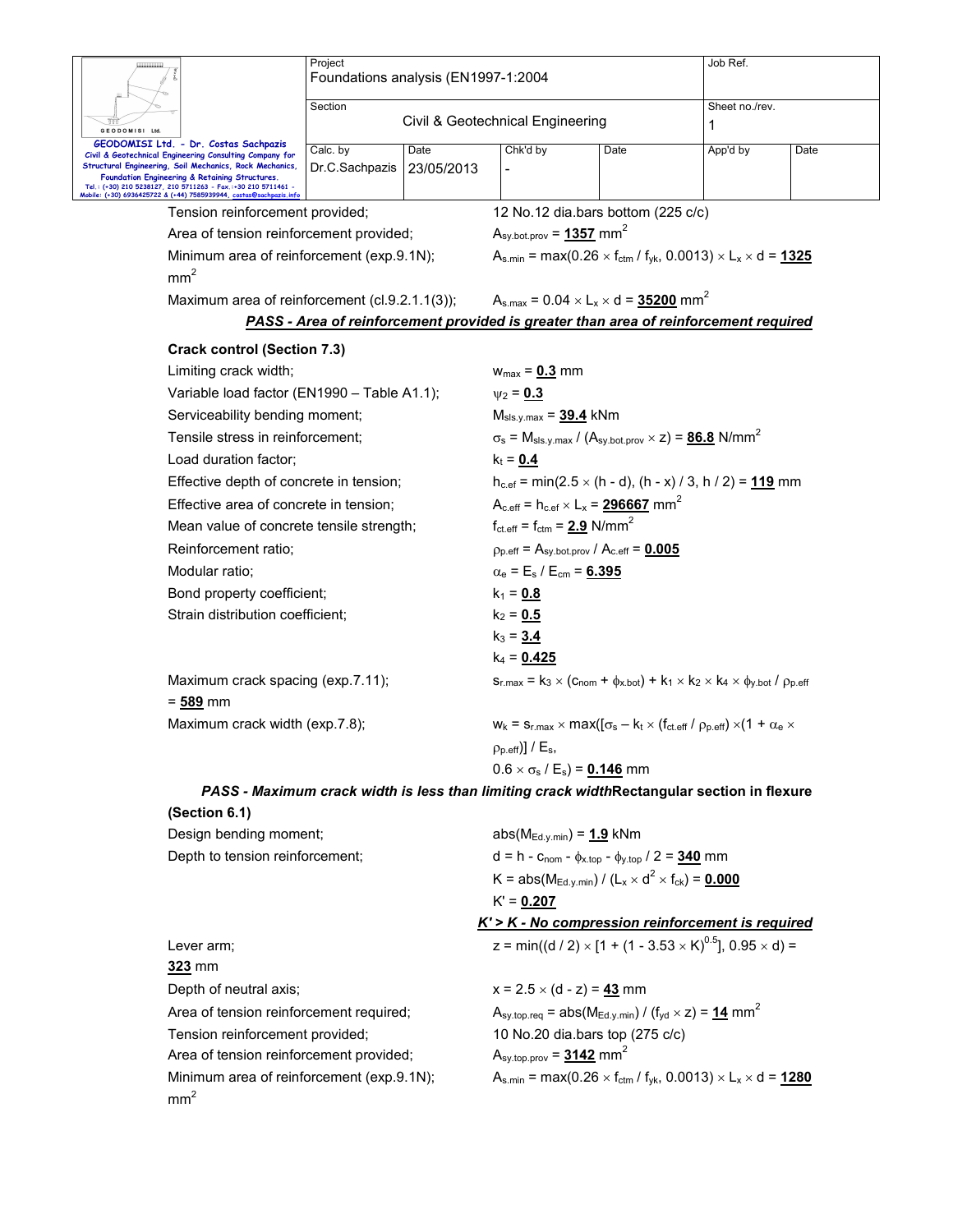Tension reinforcement provided; 12 No.12 dia.bars bottom (225 c/c)

Area of tension reinforcement provided; $A_{sy.bot.prov}$ = **1357** $mm^2$

Minimum area of reinforcement (exp.9.1N); $A_{s.min} = max(0.26 \times f_{ctm} / f_{yk}, 0.0013) \times L_x \times d$ = **1325** $mm^2$

Maximum area of reinforcement (cl.9.2.1.1(3)); $A_{s.max} = 0.04 \times L_x \times d$ = **35200** $mm^2$

***PASS - Area of reinforcement provided is greater than area of reinforcement required***

**Crack control (Section 7.3)**

Limiting crack width; $w_{max}$ = **0.3** mm

Variable load factor (EN1990 – Table A1.1); $\psi_2$ = **0.3**

Serviceability bending moment; $M_{sls.y.max}$ = **39.4** kNm

Tensile stress in reinforcement; $\sigma_s = M_{sls.y.max} / (A_{sy.bot.prov} \times z)$ = **86.8** $N/mm^2$

Load duration factor; $k_t$ = **0.4**

Effective depth of concrete in tension; $h_{c.ef} = min(2.5 \times (h - d), (h - x) / 3, h / 2)$ = **119** mm

Effective area of concrete in tension; $A_{c.eff} = h_{c.ef} \times L_x$ = **296667** $mm^2$

Mean value of concrete tensile strength; $f_{ct.eff} = f_{ctm}$ = **2.9** $N/mm^2$

Reinforcement ratio; $\rho_{p.eff} = A_{sy.bot.prov} / A_{c.eff}$ = **0.005**

Modular ratio; $\alpha_e = E_s / E_{cm}$ = **6.395**

Bond property coefficient; $k_1$ = **0.8**

Strain distribution coefficient; $k_2$ = **0.5**

$k_3$ = **3.4**

$k_4$ = **0.425**

Maximum crack spacing (exp.7.11); $s_{r.max} = k_3 \times (c_{nom} + \phi_{x.bot}) + k_1 \times k_2 \times k_4 \times \phi_{y.bot} / \rho_{p.eff}$ = **589** mm

Maximum crack width (exp.7.8); $w_k = s_{r.max} \times max([\sigma_s - k_t \times (f_{ct.eff} / \rho_{p.eff}) \times (1 + \alpha_e \times \rho_{p.eff})] / E_s, 0.6 \times \sigma_s / E_s)$ = **0.146** mm

***PASS - Maximum crack width is less than limiting crack width***

**Rectangular section in flexure (Section 6.1)**

Design bending moment; $abs(M_{Ed.y.min})$ = **1.9** kNm

Depth to tension reinforcement; $d = h - c_{nom} - \phi_{x.top} - \phi_{y.top} / 2$ = **340** mm

$K = abs(M_{Ed.y.min}) / (L_x \times d^2 \times f_{ck})$ = **0.000**

$K'$ = **0.207**

***K' > K - No compression reinforcement is required***

Lever arm; $z = min((d / 2) \times [1 + (1 - 3.53 \times K)^{0.5}], 0.95 \times d)$ = **323** mm

Depth of neutral axis; $x = 2.5 \times (d - z)$ = **43** mm

Area of tension reinforcement required; $A_{sy.top.req} = abs(M_{Ed.y.min}) / (f_{yd} \times z)$ = **14** $mm^2$

Tension reinforcement provided; 10 No.20 dia.bars top (275 c/c)

Area of tension reinforcement provided; $A_{sy.top.prov}$ = **3142** $mm^2$

Minimum area of reinforcement (exp.9.1N); $A_{s.min} = max(0.26 \times f_{ctm} / f_{yk}, 0.0013) \times L_x \times d$ = **1280** $mm^2$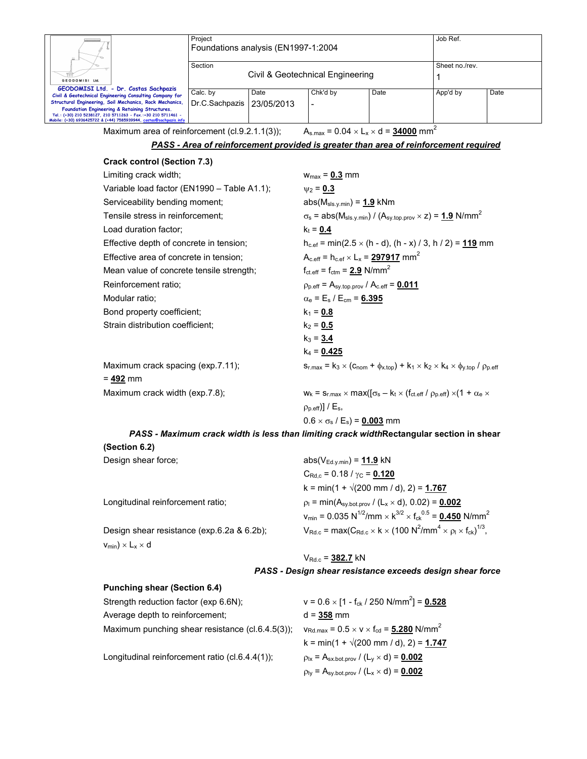Maximum area of reinforcement (cl.9.2.1.1(3)); $A_{s.max} = 0.04 \times L_x \times d$ = **34000** $mm^2$

***PASS - Area of reinforcement provided is greater than area of reinforcement required***

**Crack control (Section 7.3)**

Limiting crack width; $w_{max}$ = **0.3** mm

Variable load factor (EN1990 – Table A1.1); $\psi_2$ = **0.3**

Serviceability bending moment; $abs(M_{sls.y.min})$ = **1.9** kNm

Tensile stress in reinforcement; $\sigma_s = abs(M_{sls.y.min}) / (A_{sy.top.prov} \times z)$ = **1.9** $N/mm^2$

Load duration factor; $k_t$ = **0.4**

Effective depth of concrete in tension; $h_{c.ef} = \min(2.5 \times (h - d), (h - x) / 3, h / 2)$ = **119** mm

Effective area of concrete in tension; $A_{c.eff} = h_{c.ef} \times L_x$ = **297917** $mm^2$

Mean value of concrete tensile strength; $f_{ct.eff} = f_{ctm}$ = **2.9** $N/mm^2$

Reinforcement ratio; $\rho_{p.eff} = A_{sy.top.prov} / A_{c.eff}$ = **0.011**

Modular ratio; $\alpha_e = E_s / E_{cm}$ = **6.395**

Bond property coefficient; $k_1$ = **0.8**

Strain distribution coefficient; $k_2$ = **0.5**

$k_3$ = **3.4**

$k_4$ = **0.425**

Maximum crack spacing (exp.7.11); $s_{r.max} = k_3 \times (c_{nom} + \phi_{x.top}) + k_1 \times k_2 \times k_4 \times \phi_{y.top} / \rho_{p.eff}$

= **492** mm

Maximum crack width (exp.7.8); $w_k = s_{r.max} \times \max([\sigma_s - k_t \times (f_{ct.eff} / \rho_{p.eff}) \times (1 + \alpha_e \times \rho_{p.eff})] / E_s,$ $0.6 \times \sigma_s / E_s)$ = **0.003** mm

***PASS - Maximum crack width is less than limiting crack width***

**Rectangular section in shear (Section 6.2)**

Design shear force; $abs(V_{Ed.y.min})$ = **11.9** kN

$C_{Rd,c} = 0.18 / \gamma_C$ = **0.120**

$k = \min(1 + \sqrt{(200 \text{ mm} / d)}, 2)$ = **1.767**

Longitudinal reinforcement ratio; $\rho_l = \min(A_{sy.bot.prov} / (L_x \times d), 0.02)$ = **0.002**

$v_{min} = 0.035 \text{ N}^{1/2}/\text{mm} \times k^{3/2} \times f_{ck}^{0.5}$ = **0.450** $N/mm^2$

Design shear resistance (exp.6.2a & 6.2b); $V_{Rd.c} = \max(C_{Rd.c} \times k \times (100 \text{ N}^2/\text{mm}^4 \times \rho_l \times f_{ck})^{1/3}, v_{min}) \times L_x \times d$

$V_{Rd.c}$ = **382.7** kN

***PASS - Design shear resistance exceeds design shear force***

**Punching shear (Section 6.4)**

Strength reduction factor (exp 6.6N); $v = 0.6 \times [1 - f_{ck} / 250 \text{ N/mm}^2]$ = **0.528**

Average depth to reinforcement; d = **358** mm

Maximum punching shear resistance (cl.6.4.5(3)); $v_{Rd.max} = 0.5 \times v \times f_{cd}$ = **5.280** $N/mm^2$

$k = \min(1 + \sqrt{(200 \text{ mm} / d)}, 2)$ = **1.747**

Longitudinal reinforcement ratio (cl.6.4.4(1)); $\rho_{lx} = A_{sx.bot.prov} / (L_y \times d)$ = **0.002**

$\rho_{ly} = A_{sy.bot.prov} / (L_x \times d)$ = **0.002**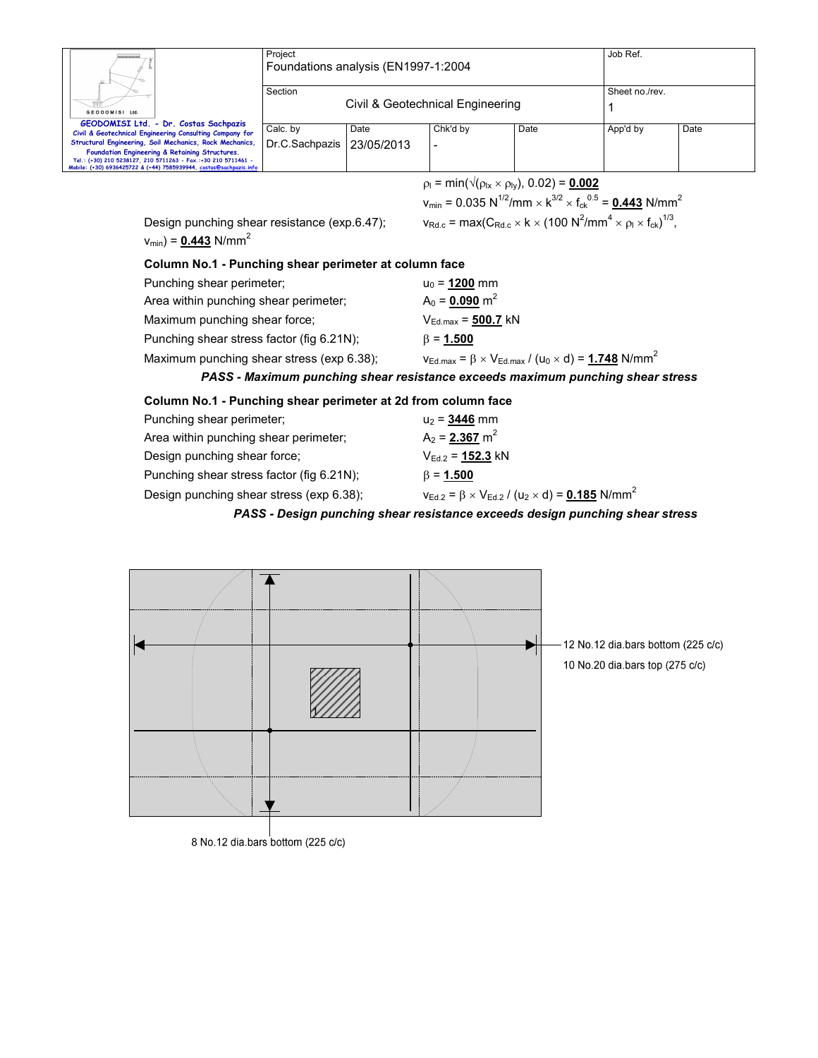$\rho_l = \min(\sqrt{(\rho_{lx} \times \rho_{ly})}, 0.02) = \mathbf{0.002}$

$v_{min} = 0.035\ N^{1/2}/mm \times k^{3/2} \times f_{ck}^{0.5} = \mathbf{0.443}\ N/mm^2$

Design punching shear resistance (exp.6.47); $v_{Rd.c} = \max(C_{Rd.c} \times k \times (100\ N^2/mm^4 \times \rho_l \times f_{ck})^{1/3}$, $v_{min}) = \mathbf{0.443}\ N/mm^2$

**Column No.1 - Punching shear perimeter at column face**

Punching shear perimeter; $u_0 = \mathbf{1200}$ mm

Area within punching shear perimeter; $A_0 = \mathbf{0.090}\ m^2$

Maximum punching shear force; $V_{Ed.max} = \mathbf{500.7}$ kN

Punching shear stress factor (fig 6.21N); $\beta = \mathbf{1.500}$

Maximum punching shear stress (exp 6.38); $v_{Ed.max} = \beta \times V_{Ed.max} / (u_0 \times d) = \mathbf{1.748}\ N/mm^2$

***PASS - Maximum punching shear resistance exceeds maximum punching shear stress***

**Column No.1 - Punching shear perimeter at 2d from column face**

Punching shear perimeter; $u_2 = \mathbf{3446}$ mm

Area within punching shear perimeter; $A_2 = \mathbf{2.367}\ m^2$

Design punching shear force; $V_{Ed.2} = \mathbf{152.3}$ kN

Punching shear stress factor (fig 6.21N); $\beta = \mathbf{1.500}$

Design punching shear stress (exp 6.38); $v_{Ed.2} = \beta \times V_{Ed.2} / (u_2 \times d) = \mathbf{0.185}\ N/mm^2$

***PASS - Design punching shear resistance exceeds design punching shear stress***

12 No.12 dia.bars bottom (225 c/c)

10 No.20 dia.bars top (275 c/c)

8 No.12 dia.bars bottom (225 c/c)